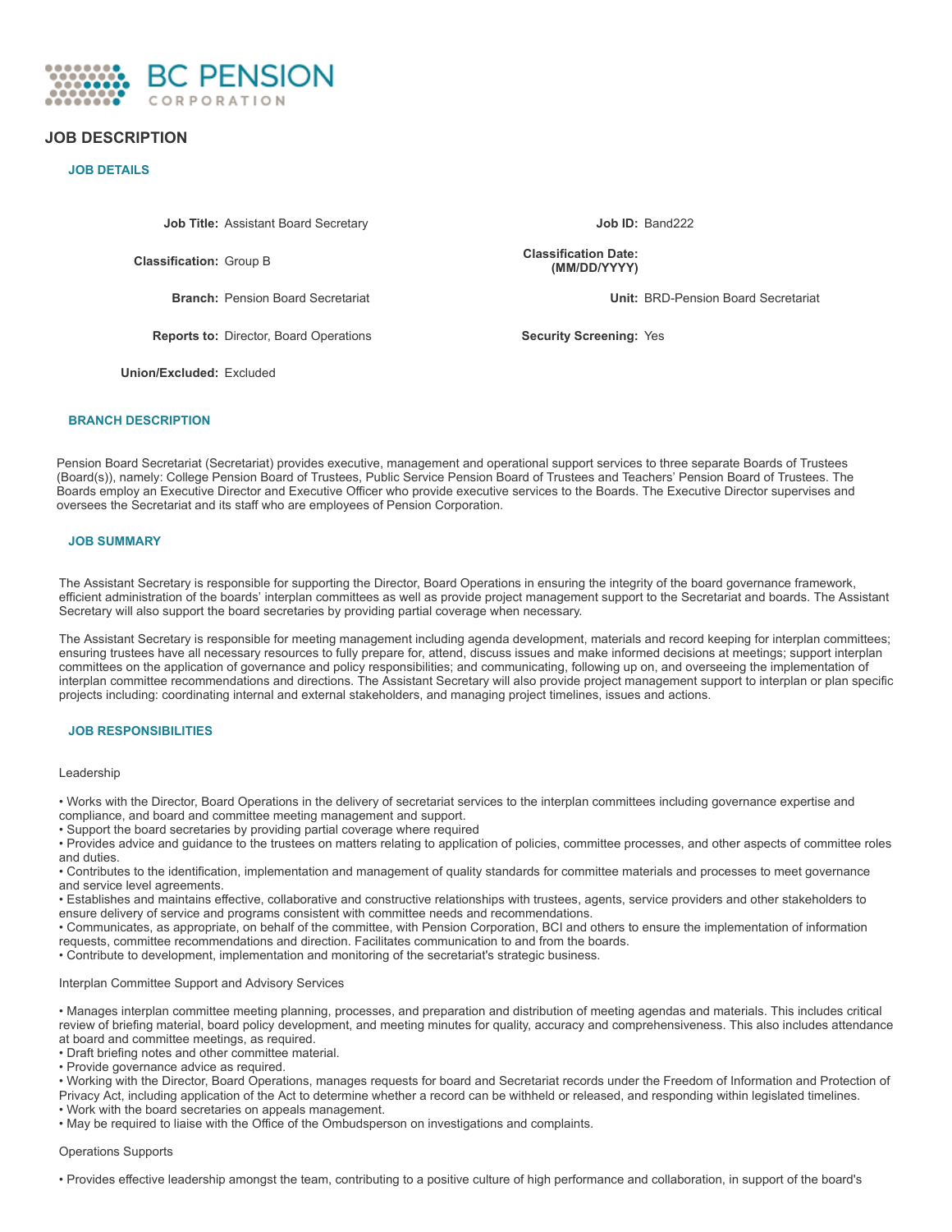BC PENSION CORPORATION

# JOB DESCRIPTION

## JOB DETAILS

| | | | |
|---|---|---|---|
| **Job Title:** | Assistant Board Secretary | **Job ID:** | Band222 |
| **Classification:** | Group B | **Classification Date: (MM/DD/YYYY)** | |
| **Branch:** | Pension Board Secretariat | **Unit:** | BRD-Pension Board Secretariat |
| **Reports to:** | Director, Board Operations | **Security Screening:** | Yes |
| **Union/Excluded:** | Excluded | | |

## BRANCH DESCRIPTION

Pension Board Secretariat (Secretariat) provides executive, management and operational support services to three separate Boards of Trustees (Board(s)), namely: College Pension Board of Trustees, Public Service Pension Board of Trustees and Teachers' Pension Board of Trustees. The Boards employ an Executive Director and Executive Officer who provide executive services to the Boards. The Executive Director supervises and oversees the Secretariat and its staff who are employees of Pension Corporation.

## JOB SUMMARY

The Assistant Secretary is responsible for supporting the Director, Board Operations in ensuring the integrity of the board governance framework, efficient administration of the boards' interplan committees as well as provide project management support to the Secretariat and boards. The Assistant Secretary will also support the board secretaries by providing partial coverage when necessary.

The Assistant Secretary is responsible for meeting management including agenda development, materials and record keeping for interplan committees; ensuring trustees have all necessary resources to fully prepare for, attend, discuss issues and make informed decisions at meetings; support interplan committees on the application of governance and policy responsibilities; and communicating, following up on, and overseeing the implementation of interplan committee recommendations and directions. The Assistant Secretary will also provide project management support to interplan or plan specific projects including: coordinating internal and external stakeholders, and managing project timelines, issues and actions.

## JOB RESPONSIBILITIES

Leadership

- Works with the Director, Board Operations in the delivery of secretariat services to the interplan committees including governance expertise and compliance, and board and committee meeting management and support.
- Support the board secretaries by providing partial coverage where required
- Provides advice and guidance to the trustees on matters relating to application of policies, committee processes, and other aspects of committee roles and duties.
- Contributes to the identification, implementation and management of quality standards for committee materials and processes to meet governance and service level agreements.
- Establishes and maintains effective, collaborative and constructive relationships with trustees, agents, service providers and other stakeholders to ensure delivery of service and programs consistent with committee needs and recommendations.
- Communicates, as appropriate, on behalf of the committee, with Pension Corporation, BCI and others to ensure the implementation of information requests, committee recommendations and direction. Facilitates communication to and from the boards.
- Contribute to development, implementation and monitoring of the secretariat's strategic business.

Interplan Committee Support and Advisory Services

- Manages interplan committee meeting planning, processes, and preparation and distribution of meeting agendas and materials. This includes critical review of briefing material, board policy development, and meeting minutes for quality, accuracy and comprehensiveness. This also includes attendance at board and committee meetings, as required.
- Draft briefing notes and other committee material.
- Provide governance advice as required.
- Working with the Director, Board Operations, manages requests for board and Secretariat records under the Freedom of Information and Protection of Privacy Act, including application of the Act to determine whether a record can be withheld or released, and responding within legislated timelines.
- Work with the board secretaries on appeals management.
- May be required to liaise with the Office of the Ombudsperson on investigations and complaints.

Operations Supports

- Provides effective leadership amongst the team, contributing to a positive culture of high performance and collaboration, in support of the board's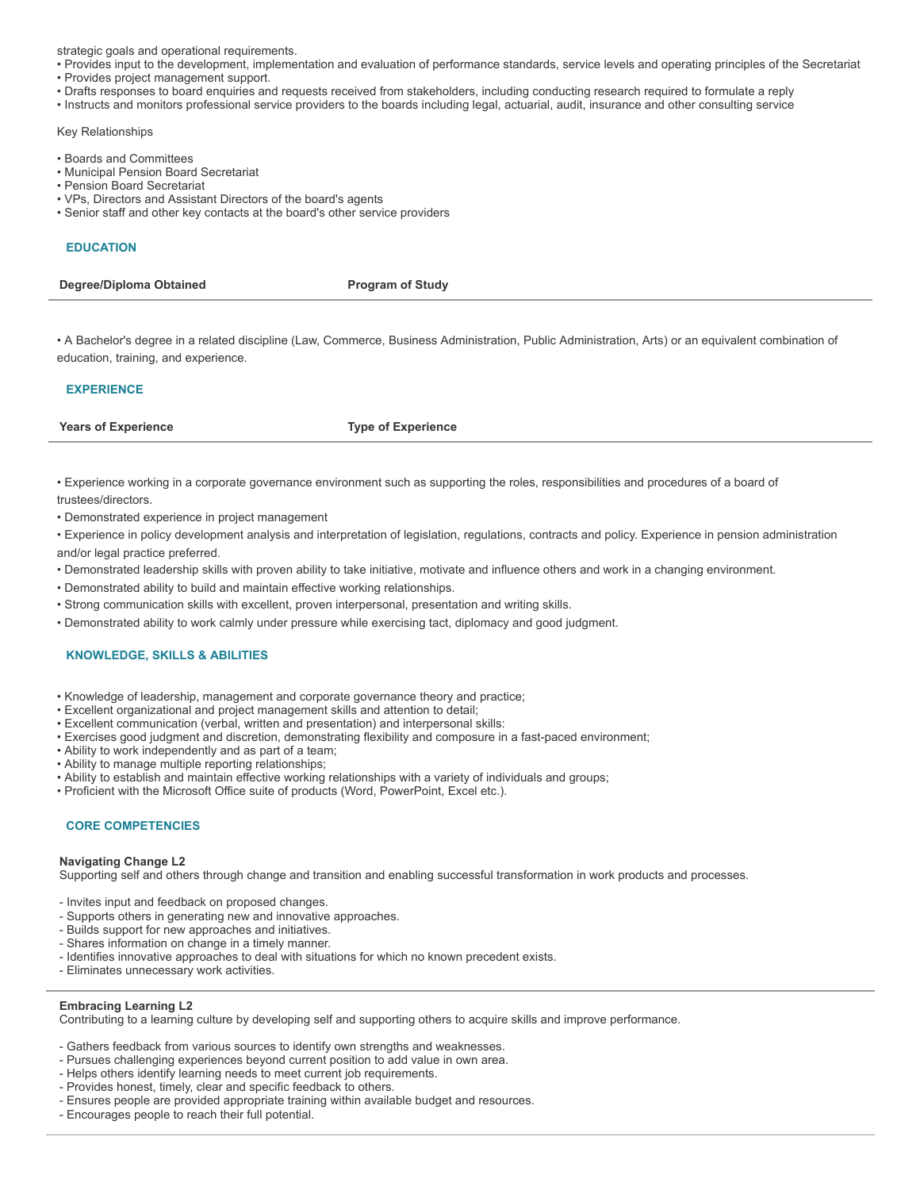strategic goals and operational requirements.

- Provides input to the development, implementation and evaluation of performance standards, service levels and operating principles of the Secretariat
- Provides project management support.
- Drafts responses to board enquiries and requests received from stakeholders, including conducting research required to formulate a reply
- Instructs and monitors professional service providers to the boards including legal, actuarial, audit, insurance and other consulting service

Key Relationships

- Boards and Committees
- Municipal Pension Board Secretariat
- Pension Board Secretariat
- VPs, Directors and Assistant Directors of the board's agents
- Senior staff and other key contacts at the board's other service providers

## EDUCATION

| Degree/Diploma Obtained | Program of Study |
| --- | --- |

- A Bachelor's degree in a related discipline (Law, Commerce, Business Administration, Public Administration, Arts) or an equivalent combination of education, training, and experience.

## EXPERIENCE

| Years of Experience | Type of Experience |
| --- | --- |

- Experience working in a corporate governance environment such as supporting the roles, responsibilities and procedures of a board of trustees/directors.
- Demonstrated experience in project management
- Experience in policy development analysis and interpretation of legislation, regulations, contracts and policy. Experience in pension administration and/or legal practice preferred.
- Demonstrated leadership skills with proven ability to take initiative, motivate and influence others and work in a changing environment.
- Demonstrated ability to build and maintain effective working relationships.
- Strong communication skills with excellent, proven interpersonal, presentation and writing skills.
- Demonstrated ability to work calmly under pressure while exercising tact, diplomacy and good judgment.

## KNOWLEDGE, SKILLS & ABILITIES

- Knowledge of leadership, management and corporate governance theory and practice;
- Excellent organizational and project management skills and attention to detail;
- Excellent communication (verbal, written and presentation) and interpersonal skills:
- Exercises good judgment and discretion, demonstrating flexibility and composure in a fast-paced environment;
- Ability to work independently and as part of a team;
- Ability to manage multiple reporting relationships;
- Ability to establish and maintain effective working relationships with a variety of individuals and groups;
- Proficient with the Microsoft Office suite of products (Word, PowerPoint, Excel etc.).

## CORE COMPETENCIES

**Navigating Change L2**
Supporting self and others through change and transition and enabling successful transformation in work products and processes.

- Invites input and feedback on proposed changes.
- Supports others in generating new and innovative approaches.
- Builds support for new approaches and initiatives.
- Shares information on change in a timely manner.
- Identifies innovative approaches to deal with situations for which no known precedent exists.
- Eliminates unnecessary work activities.

**Embracing Learning L2**
Contributing to a learning culture by developing self and supporting others to acquire skills and improve performance.

- Gathers feedback from various sources to identify own strengths and weaknesses.
- Pursues challenging experiences beyond current position to add value in own area.
- Helps others identify learning needs to meet current job requirements.
- Provides honest, timely, clear and specific feedback to others.
- Ensures people are provided appropriate training within available budget and resources.
- Encourages people to reach their full potential.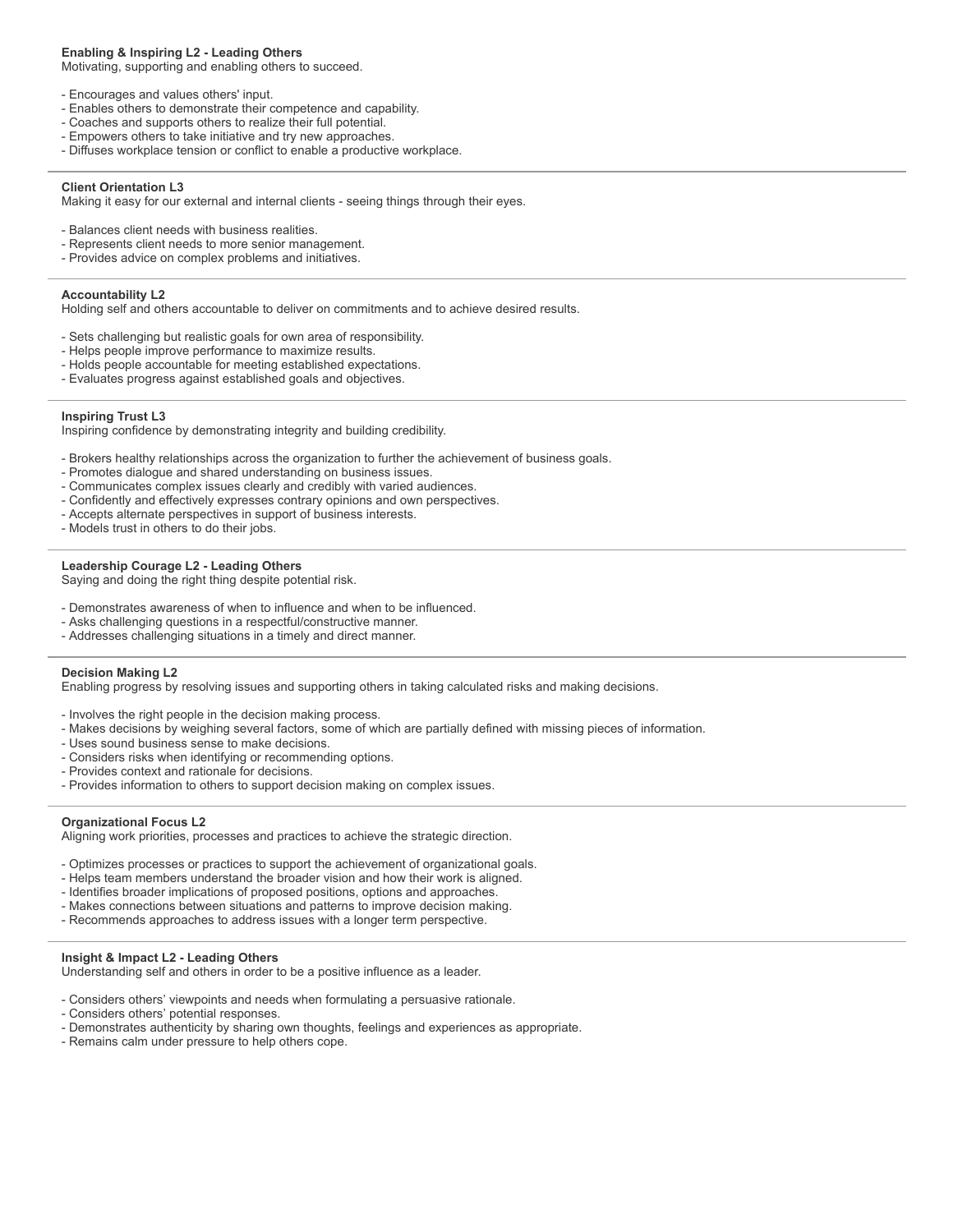**Enabling & Inspiring L2 - Leading Others**
Motivating, supporting and enabling others to succeed.

- Encourages and values others' input.
- Enables others to demonstrate their competence and capability.
- Coaches and supports others to realize their full potential.
- Empowers others to take initiative and try new approaches.
- Diffuses workplace tension or conflict to enable a productive workplace.

---

**Client Orientation L3**
Making it easy for our external and internal clients - seeing things through their eyes.

- Balances client needs with business realities.
- Represents client needs to more senior management.
- Provides advice on complex problems and initiatives.

---

**Accountability L2**
Holding self and others accountable to deliver on commitments and to achieve desired results.

- Sets challenging but realistic goals for own area of responsibility.
- Helps people improve performance to maximize results.
- Holds people accountable for meeting established expectations.
- Evaluates progress against established goals and objectives.

---

**Inspiring Trust L3**
Inspiring confidence by demonstrating integrity and building credibility.

- Brokers healthy relationships across the organization to further the achievement of business goals.
- Promotes dialogue and shared understanding on business issues.
- Communicates complex issues clearly and credibly with varied audiences.
- Confidently and effectively expresses contrary opinions and own perspectives.
- Accepts alternate perspectives in support of business interests.
- Models trust in others to do their jobs.

---

**Leadership Courage L2 - Leading Others**
Saying and doing the right thing despite potential risk.

- Demonstrates awareness of when to influence and when to be influenced.
- Asks challenging questions in a respectful/constructive manner.
- Addresses challenging situations in a timely and direct manner.

---

**Decision Making L2**
Enabling progress by resolving issues and supporting others in taking calculated risks and making decisions.

- Involves the right people in the decision making process.
- Makes decisions by weighing several factors, some of which are partially defined with missing pieces of information.
- Uses sound business sense to make decisions.
- Considers risks when identifying or recommending options.
- Provides context and rationale for decisions.
- Provides information to others to support decision making on complex issues.

---

**Organizational Focus L2**
Aligning work priorities, processes and practices to achieve the strategic direction.

- Optimizes processes or practices to support the achievement of organizational goals.
- Helps team members understand the broader vision and how their work is aligned.
- Identifies broader implications of proposed positions, options and approaches.
- Makes connections between situations and patterns to improve decision making.
- Recommends approaches to address issues with a longer term perspective.

---

**Insight & Impact L2 - Leading Others**
Understanding self and others in order to be a positive influence as a leader.

- Considers others' viewpoints and needs when formulating a persuasive rationale.
- Considers others' potential responses.
- Demonstrates authenticity by sharing own thoughts, feelings and experiences as appropriate.
- Remains calm under pressure to help others cope.